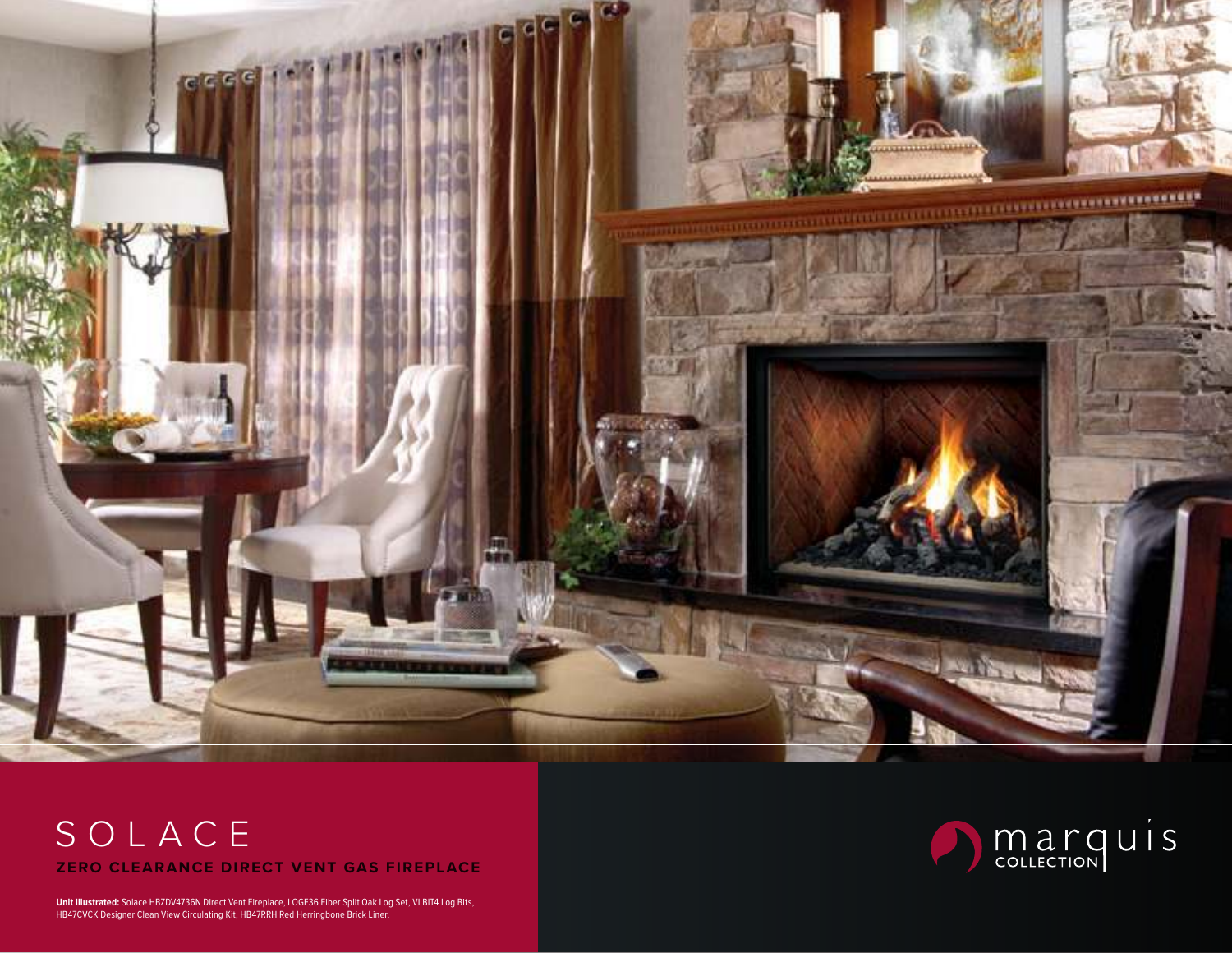# SOLACE

## ZERO CLEARANCE DIRECT VENT GAS FIREPLACE

**Unit Illustrated:** Solace HBZDV4736N Direct Vent Fireplace, LOGF36 Fiber Split Oak Log Set, VLBIT4 Log Bits, HB47CVCK Designer Clean View Circulating Kit, HB47RRH Red Herringbone Brick Liner.

marquis COLLECTION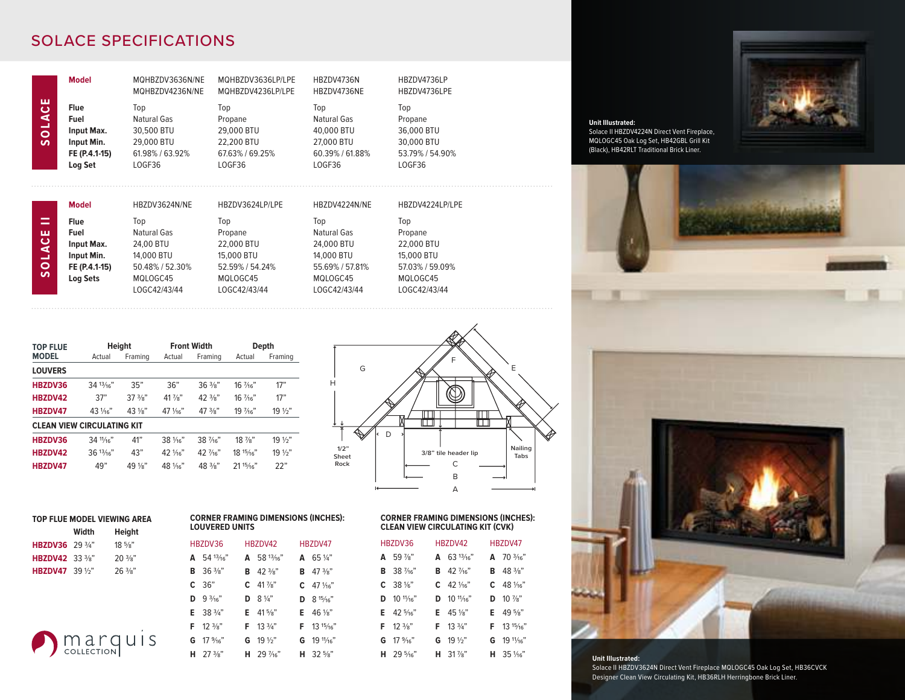# SOLACE SPECIFICATIONS

## SOLACE

| Model | MQHBZDV3636N/NE<br>MQHBZDV4236N/NE | MQHBZDV3636LP/LPE<br>MQHBZDV4236LP/LPE | HBZDV4736N<br>HBZDV4736NE | HBZDV4736LP<br>HBZDV4736LPE |
|---|---|---|---|---|
| **Flue** | Top | Top | Top | Top |
| **Fuel** | Natural Gas | Propane | Natural Gas | Propane |
| **Input Max.** | 30,500 BTU | 29,000 BTU | 40,000 BTU | 36,000 BTU |
| **Input Min.** | 29,000 BTU | 22,200 BTU | 27,000 BTU | 30,000 BTU |
| **FE (P.4.1-15)** | 61.98% / 63.92% | 67.63% / 69.25% | 60.39% / 61.88% | 53.79% / 54.90% |
| **Log Set** | LOGF36 | LOGF36 | LOGF36 | LOGF36 |

## SOLACE II

| Model | HBZDV3624N/NE | HBZDV3624LP/LPE | HBZDV4224N/NE | HBZDV4224LP/LPE |
|---|---|---|---|---|
| **Flue** | Top | Top | Top | Top |
| **Fuel** | Natural Gas | Propane | Natural Gas | Propane |
| **Input Max.** | 24,00 BTU | 22,000 BTU | 24,000 BTU | 22,000 BTU |
| **Input Min.** | 14,000 BTU | 15,000 BTU | 14,000 BTU | 15,000 BTU |
| **FE (P.4.1-15)** | 50.48% / 52.30% | 52.59% / 54.24% | 55.69% / 57.81% | 57.03% / 59.09% |
| **Log Sets** | MQLOGC45<br>LOGC42/43/44 | MQLOGC45<br>LOGC42/43/44 | MQLOGC45<br>LOGC42/43/44 | MQLOGC45<br>LOGC42/43/44 |

| TOP FLUE MODEL | Height | | Front Width | | Depth | |
|---|---|---|---|---|---|---|
| | Actual | Framing | Actual | Framing | Actual | Framing |
| **LOUVERS** | | | | | | |
| **HBZDV36** | 34 13/16" | 35" | 36" | 36 3/8" | 16 7/16" | 17" |
| **HBZDV42** | 37" | 37 3/8" | 41 7/8" | 42 3/8" | 16 7/16" | 17" |
| **HBZDV47** | 43 1/16" | 43 1/8" | 47 1/16" | 47 3/8" | 19 7/16" | 19 1/2" |
| **CLEAN VIEW CIRCULATING KIT** | | | | | | |
| **HBZDV36** | 34 11/16" | 41" | 38 1/16" | 38 7/16" | 18 7/8" | 19 1/2" |
| **HBZDV42** | 36 13/16" | 43" | 42 1/16" | 42 7/16" | 18 15/16" | 19 1/2" |
| **HBZDV47** | 49" | 49 1/8" | 48 1/16" | 48 3/8" | 21 15/16" | 22" |

G F E H D 1/2" Sheet Rock 3/8" tile header lip C B A Nailing Tabs

### TOP FLUE MODEL VIEWING AREA

| | Width | Height |
|---|---|---|
| **HBZDV36** | 29 3/4" | 18 5/8" |
| **HBZDV42** | 33 3/8" | 20 3/8" |
| **HBZDV47** | 39 1/2" | 26 3/8" |

### CORNER FRAMING DIMENSIONS (INCHES): LOUVERED UNITS

| | HBZDV36 | HBZDV42 | HBZDV47 |
|---|---|---|---|
| **A** | 54 13/16" | 58 13/16" | 65 1/4" |
| **B** | 36 3/8" | 42 3/8" | 47 3/8" |
| **C** | 36" | 41 7/8" | 47 1/16" |
| **D** | 9 3/16" | 8 1/4" | 8 15/16" |
| **E** | 38 3/4" | 41 5/8" | 46 1/8" |
| **F** | 12 3/8" | 13 3/4" | 13 15/16" |
| **G** | 17 9/16" | 19 1/2" | 19 11/16" |
| **H** | 27 3/8" | 29 7/16" | 32 5/8" |

### CORNER FRAMING DIMENSIONS (INCHES): CLEAN VIEW CIRCULATING KIT (CVK)

| | HBZDV36 | HBZDV42 | HBZDV47 |
|---|---|---|---|
| **A** | 59 7/8" | 63 13/16" | 70 3/16" |
| **B** | 38 7/16" | 42 7/16" | 48 3/8" |
| **C** | 38 1/16" | 42 1/16" | 48 1/16" |
| **D** | 10 11/16" | 10 11/16" | 10 7/8" |
| **E** | 42 5/16" | 45 1/8" | 49 5/8" |
| **F** | 12 3/8" | 13 3/4" | 13 15/16" |
| **G** | 17 9/16" | 19 1/2" | 19 11/16" |
| **H** | 29 5/16" | 31 7/8" | 35 1/16" |

marquis COLLECTION

**Unit Illustrated:**
Solace II HBZDV4224N Direct Vent Fireplace, MQLOGC45 Oak Log Set, HB42GBL Grill Kit (Black), HB42RLT Traditional Brick Liner.

**Unit Illustrated:**
Solace II HBZDV3624N Direct Vent Fireplace MQLOGC45 Oak Log Set, HB36CVCK Designer Clean View Circulating Kit, HB36RLH Herringbone Brick Liner.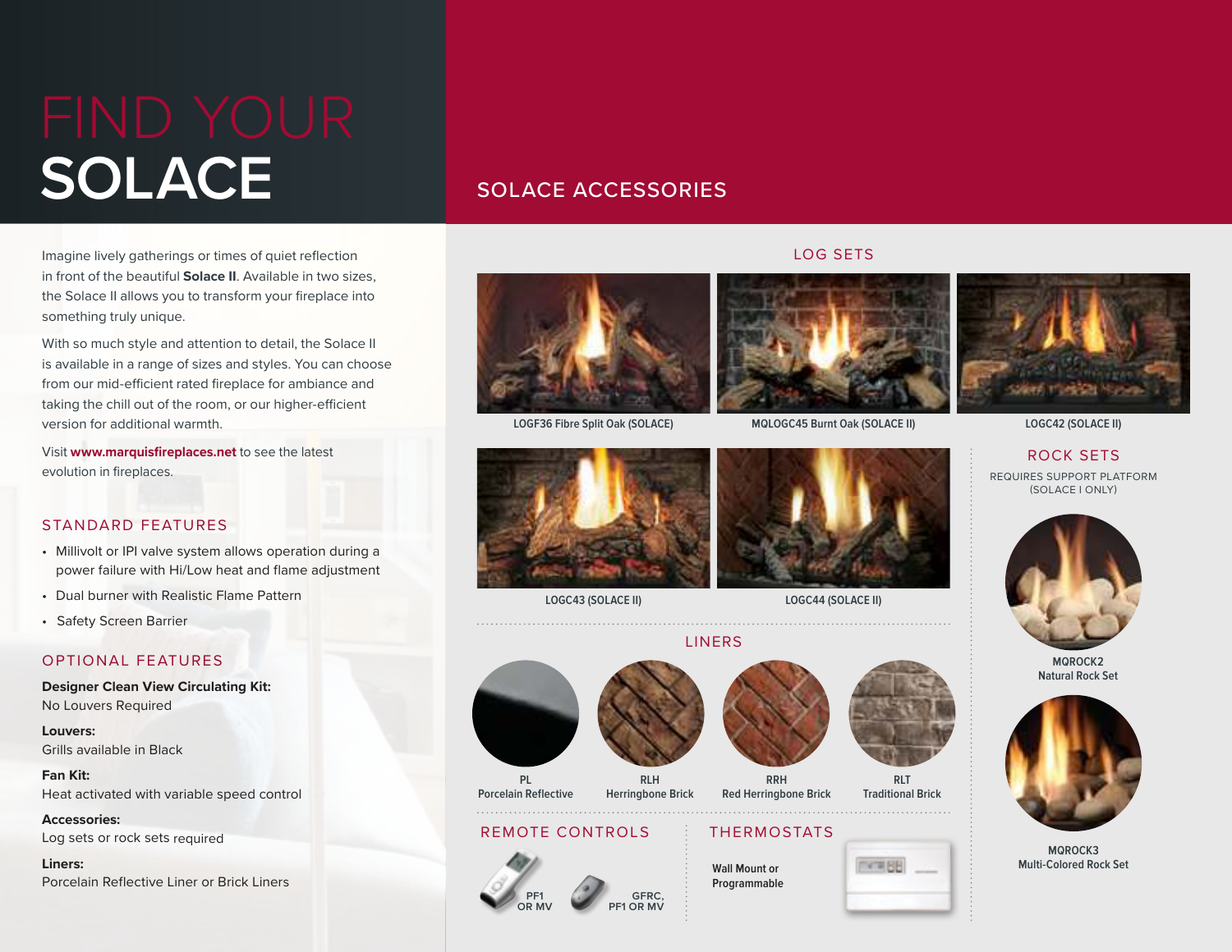# FIND YOUR SOLACE

Imagine lively gatherings or times of quiet reflection in front of the beautiful **Solace II**. Available in two sizes, the Solace II allows you to transform your fireplace into something truly unique.

With so much style and attention to detail, the Solace II is available in a range of sizes and styles. You can choose from our mid-efficient rated fireplace for ambiance and taking the chill out of the room, or our higher-efficient version for additional warmth.

Visit **www.marquisfireplaces.net** to see the latest evolution in fireplaces.

## STANDARD FEATURES

- Millivolt or IPI valve system allows operation during a power failure with Hi/Low heat and flame adjustment
- Dual burner with Realistic Flame Pattern
- Safety Screen Barrier

## OPTIONAL FEATURES

**Designer Clean View Circulating Kit:**
No Louvers Required

**Louvers:**
Grills available in Black

**Fan Kit:**
Heat activated with variable speed control

**Accessories:**
Log sets or rock sets required

**Liners:**
Porcelain Reflective Liner or Brick Liners

## SOLACE ACCESSORIES

### LOG SETS

LOGF36 Fibre Split Oak (SOLACE)

MQLOGC45 Burnt Oak (SOLACE II)

LOGC42 (SOLACE II)

LOGC43 (SOLACE II)

LOGC44 (SOLACE II)

### LINERS

PL
Porcelain Reflective

RLH
Herringbone Brick

RRH
Red Herringbone Brick

RLT
Traditional Brick

### REMOTE CONTROLS

PF1 OR MV

GFRC, PF1 OR MV

### THERMOSTATS

Wall Mount or Programmable

### ROCK SETS

REQUIRES SUPPORT PLATFORM (SOLACE I ONLY)

MQROCK2
Natural Rock Set

MQROCK3
Multi-Colored Rock Set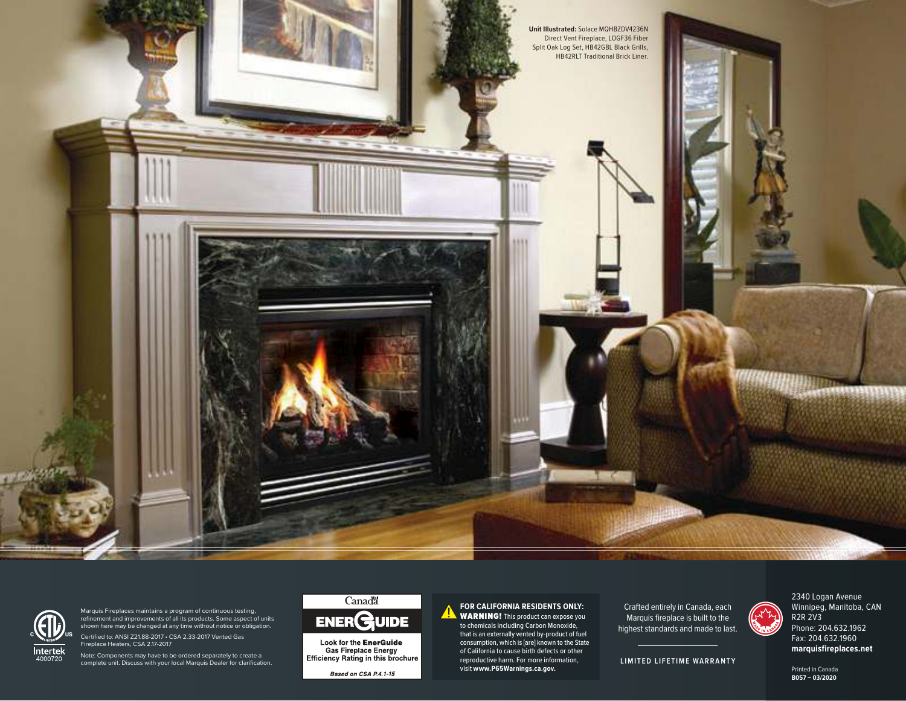**Unit Illustrated:** Solace MQHBZDV4236N Direct Vent Fireplace, LOGF36 Fiber Split Oak Log Set, HB42GBL Black Grills, HB42RLT Traditional Brick Liner.

Intertek
4000720

Marquis Fireplaces maintains a program of continuous testing, refinement and improvements of all its products. Some aspect of units shown here may be changed at any time without notice or obligation.

Certified to: ANSI Z21.88-2017 • CSA 2.33-2017 Vented Gas Fireplace Heaters, CSA 2.17-2017

Note: Components may have to be ordered separately to create a complete unit. Discuss with your local Marquis Dealer for clarification.

Canada

ENERGUIDE

Look for the **EnerGuide** Gas Fireplace Energy Efficiency Rating in this brochure

*Based on CSA P.4.1-15*

**FOR CALIFORNIA RESIDENTS ONLY:**
**WARNING!** This product can expose you to chemicals including Carbon Monoxide, that is an externally vented by-product of fuel consumption, which is [are] known to the State of California to cause birth defects or other reproductive harm. For more information, visit **www.P65Warnings.ca.gov.**

Crafted entirely in Canada, each Marquis fireplace is built to the highest standards and made to last.

**LIMITED LIFETIME WARRANTY**

2340 Logan Avenue
Winnipeg, Manitoba, CAN
R2R 2V3
Phone: 204.632.1962
Fax: 204.632.1960
**marquisfireplaces.net**

Printed in Canada
**B057 – 03/2020**